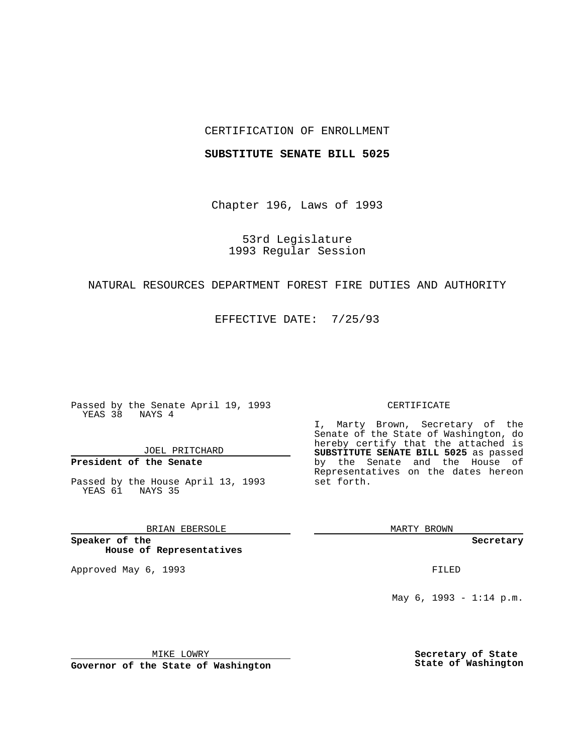CERTIFICATION OF ENROLLMENT

**SUBSTITUTE SENATE BILL 5025**

Chapter 196, Laws of 1993

53rd Legislature
1993 Regular Session

NATURAL RESOURCES DEPARTMENT FOREST FIRE DUTIES AND AUTHORITY

EFFECTIVE DATE: 7/25/93

Passed by the Senate April 19, 1993
YEAS 38 NAYS 4

JOEL PRITCHARD

**President of the Senate**

Passed by the House April 13, 1993
YEAS 61 NAYS 35

BRIAN EBERSOLE

**Speaker of the House of Representatives**

Approved May 6, 1993

MIKE LOWRY

**Governor of the State of Washington**

CERTIFICATE

I, Marty Brown, Secretary of the Senate of the State of Washington, do hereby certify that the attached is **SUBSTITUTE SENATE BILL 5025** as passed by the Senate and the House of Representatives on the dates hereon set forth.

MARTY BROWN

**Secretary**

FILED

May 6, 1993 - 1:14 p.m.

**Secretary of State State of Washington**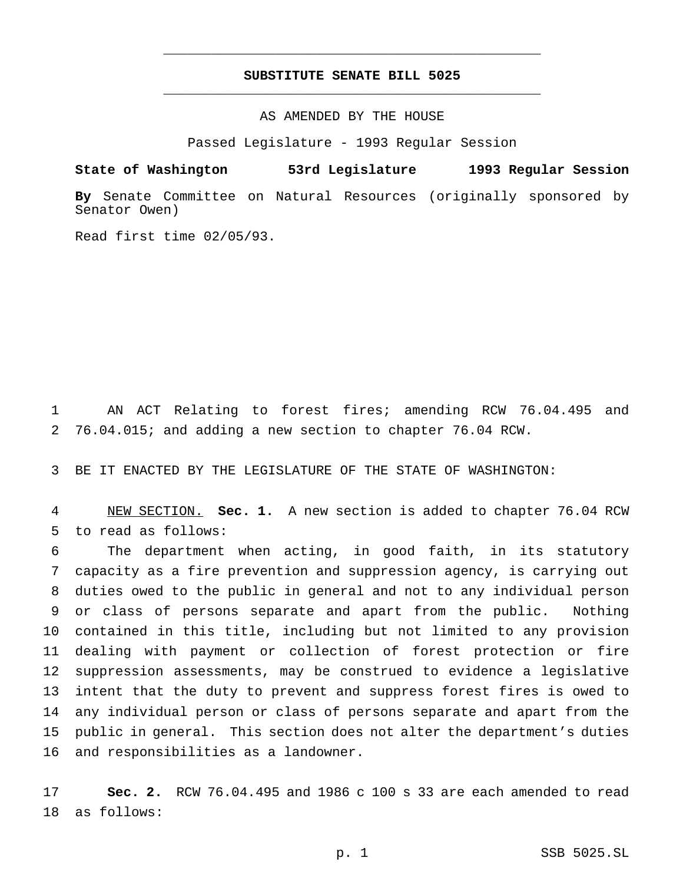# SUBSTITUTE SENATE BILL 5025

AS AMENDED BY THE HOUSE

Passed Legislature - 1993 Regular Session

**State of Washington 53rd Legislature 1993 Regular Session**

**By** Senate Committee on Natural Resources (originally sponsored by Senator Owen)

Read first time 02/05/93.

AN ACT Relating to forest fires; amending RCW 76.04.495 and 76.04.015; and adding a new section to chapter 76.04 RCW.

BE IT ENACTED BY THE LEGISLATURE OF THE STATE OF WASHINGTON:

NEW SECTION. **Sec. 1.** A new section is added to chapter 76.04 RCW to read as follows:

The department when acting, in good faith, in its statutory capacity as a fire prevention and suppression agency, is carrying out duties owed to the public in general and not to any individual person or class of persons separate and apart from the public. Nothing contained in this title, including but not limited to any provision dealing with payment or collection of forest protection or fire suppression assessments, may be construed to evidence a legislative intent that the duty to prevent and suppress forest fires is owed to any individual person or class of persons separate and apart from the public in general. This section does not alter the department's duties and responsibilities as a landowner.

**Sec. 2.** RCW 76.04.495 and 1986 c 100 s 33 are each amended to read as follows: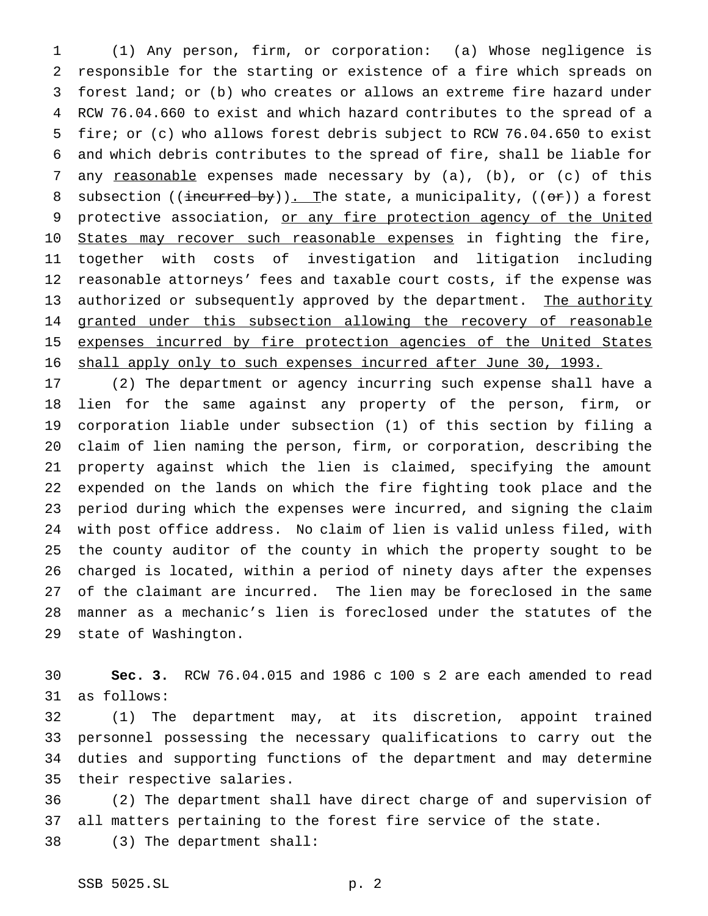(1) Any person, firm, or corporation: (a) Whose negligence is responsible for the starting or existence of a fire which spreads on forest land; or (b) who creates or allows an extreme fire hazard under RCW 76.04.660 to exist and which hazard contributes to the spread of a fire; or (c) who allows forest debris subject to RCW 76.04.650 to exist and which debris contributes to the spread of fire, shall be liable for any reasonable expenses made necessary by (a), (b), or (c) of this subsection ((~~incurred by~~)). The state, a municipality, ((~~or~~)) a forest protective association, or any fire protection agency of the United States may recover such reasonable expenses in fighting the fire, together with costs of investigation and litigation including reasonable attorneys' fees and taxable court costs, if the expense was authorized or subsequently approved by the department. The authority granted under this subsection allowing the recovery of reasonable expenses incurred by fire protection agencies of the United States shall apply only to such expenses incurred after June 30, 1993.

(2) The department or agency incurring such expense shall have a lien for the same against any property of the person, firm, or corporation liable under subsection (1) of this section by filing a claim of lien naming the person, firm, or corporation, describing the property against which the lien is claimed, specifying the amount expended on the lands on which the fire fighting took place and the period during which the expenses were incurred, and signing the claim with post office address. No claim of lien is valid unless filed, with the county auditor of the county in which the property sought to be charged is located, within a period of ninety days after the expenses of the claimant are incurred. The lien may be foreclosed in the same manner as a mechanic's lien is foreclosed under the statutes of the state of Washington.

**Sec. 3.** RCW 76.04.015 and 1986 c 100 s 2 are each amended to read as follows:

(1) The department may, at its discretion, appoint trained personnel possessing the necessary qualifications to carry out the duties and supporting functions of the department and may determine their respective salaries.

(2) The department shall have direct charge of and supervision of all matters pertaining to the forest fire service of the state.

(3) The department shall: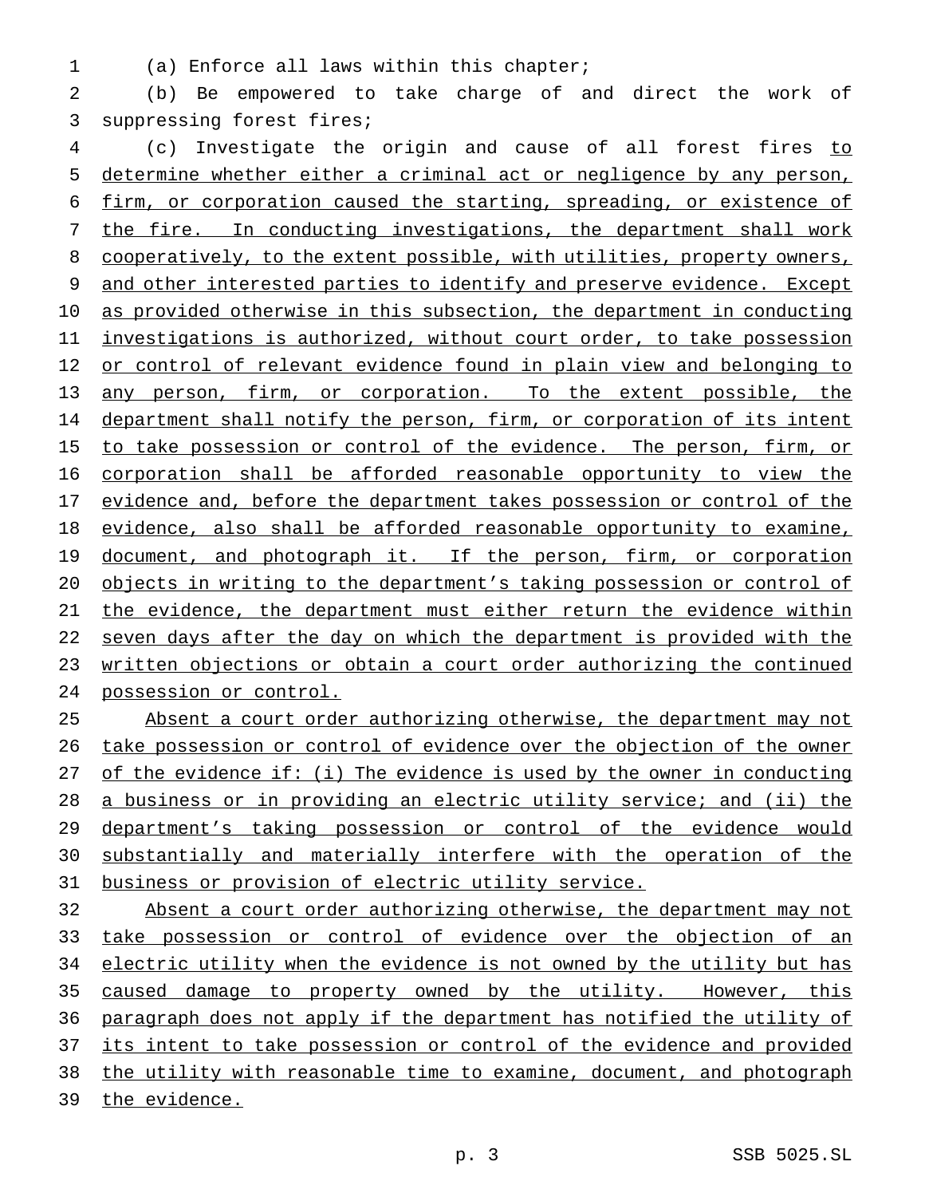(a) Enforce all laws within this chapter;

(b) Be empowered to take charge of and direct the work of suppressing forest fires;

(c) Investigate the origin and cause of all forest fires to determine whether either a criminal act or negligence by any person, firm, or corporation caused the starting, spreading, or existence of the fire. In conducting investigations, the department shall work cooperatively, to the extent possible, with utilities, property owners, and other interested parties to identify and preserve evidence. Except as provided otherwise in this subsection, the department in conducting investigations is authorized, without court order, to take possession or control of relevant evidence found in plain view and belonging to any person, firm, or corporation. To the extent possible, the department shall notify the person, firm, or corporation of its intent to take possession or control of the evidence. The person, firm, or corporation shall be afforded reasonable opportunity to view the evidence and, before the department takes possession or control of the evidence, also shall be afforded reasonable opportunity to examine, document, and photograph it. If the person, firm, or corporation objects in writing to the department's taking possession or control of the evidence, the department must either return the evidence within seven days after the day on which the department is provided with the written objections or obtain a court order authorizing the continued possession or control.

Absent a court order authorizing otherwise, the department may not take possession or control of evidence over the objection of the owner of the evidence if: (i) The evidence is used by the owner in conducting a business or in providing an electric utility service; and (ii) the department's taking possession or control of the evidence would substantially and materially interfere with the operation of the business or provision of electric utility service.

Absent a court order authorizing otherwise, the department may not take possession or control of evidence over the objection of an electric utility when the evidence is not owned by the utility but has caused damage to property owned by the utility. However, this paragraph does not apply if the department has notified the utility of its intent to take possession or control of the evidence and provided the utility with reasonable time to examine, document, and photograph the evidence.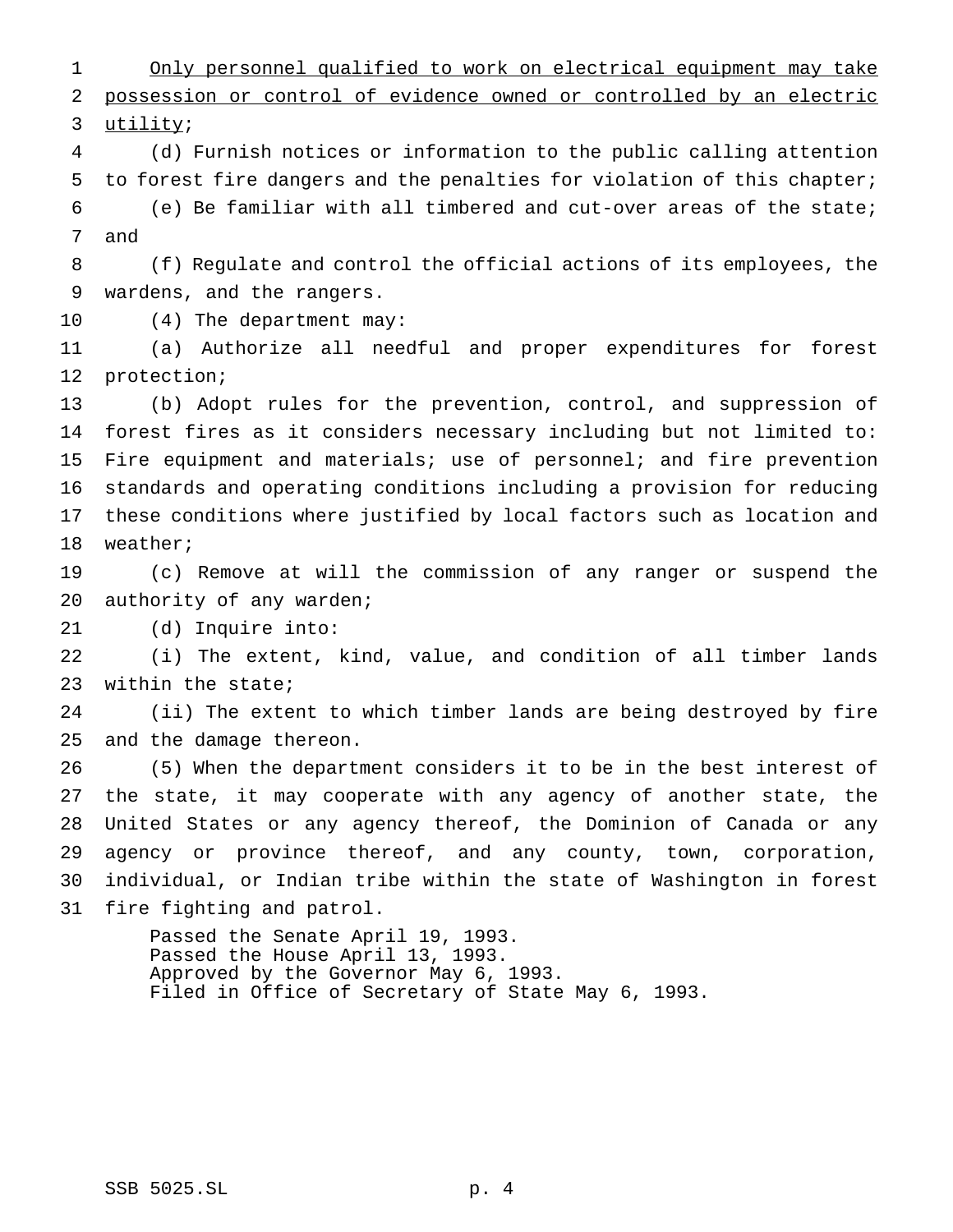Only personnel qualified to work on electrical equipment may take possession or control of evidence owned or controlled by an electric utility;

(d) Furnish notices or information to the public calling attention to forest fire dangers and the penalties for violation of this chapter;

(e) Be familiar with all timbered and cut-over areas of the state; and

(f) Regulate and control the official actions of its employees, the wardens, and the rangers.

(4) The department may:

(a) Authorize all needful and proper expenditures for forest protection;

(b) Adopt rules for the prevention, control, and suppression of forest fires as it considers necessary including but not limited to: Fire equipment and materials; use of personnel; and fire prevention standards and operating conditions including a provision for reducing these conditions where justified by local factors such as location and weather;

(c) Remove at will the commission of any ranger or suspend the authority of any warden;

(d) Inquire into:

(i) The extent, kind, value, and condition of all timber lands within the state;

(ii) The extent to which timber lands are being destroyed by fire and the damage thereon.

(5) When the department considers it to be in the best interest of the state, it may cooperate with any agency of another state, the United States or any agency thereof, the Dominion of Canada or any agency or province thereof, and any county, town, corporation, individual, or Indian tribe within the state of Washington in forest fire fighting and patrol.

Passed the Senate April 19, 1993.
Passed the House April 13, 1993.
Approved by the Governor May 6, 1993.
Filed in Office of Secretary of State May 6, 1993.